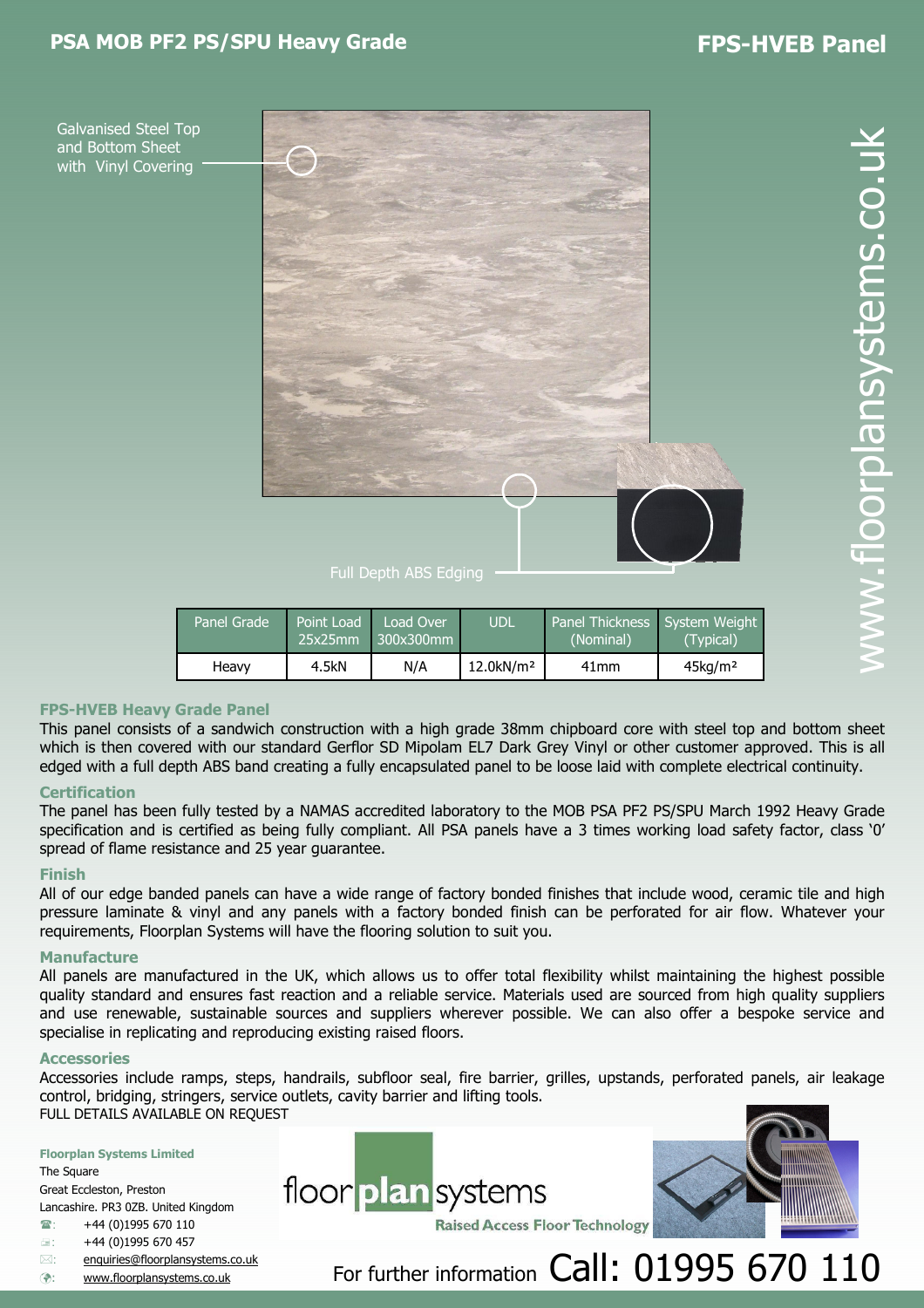# PSA MOB PF2 PS/SPU Heavy Grade

# FPS-HVEB Panel

Galvanised Steel Top and Bottom Sheet with Vinyl Covering

Full Depth ABS Edging

www.floorplansystems.co.uk

| Panel Grade | Point Load 25x25mm | Load Over 300x300mm | UDL | Panel Thickness (Nominal) | System Weight (Typical) |
|---|---|---|---|---|---|
| Heavy | 4.5kN | N/A | 12.0kN/m² | 41mm | 45kg/m² |

## FPS-HVEB Heavy Grade Panel

This panel consists of a sandwich construction with a high grade 38mm chipboard core with steel top and bottom sheet which is then covered with our standard Gerflor SD Mipolam EL7 Dark Grey Vinyl or other customer approved. This is all edged with a full depth ABS band creating a fully encapsulated panel to be loose laid with complete electrical continuity.

## Certification

The panel has been fully tested by a NAMAS accredited laboratory to the MOB PSA PF2 PS/SPU March 1992 Heavy Grade specification and is certified as being fully compliant. All PSA panels have a 3 times working load safety factor, class '0' spread of flame resistance and 25 year guarantee.

## Finish

All of our edge banded panels can have a wide range of factory bonded finishes that include wood, ceramic tile and high pressure laminate & vinyl and any panels with a factory bonded finish can be perforated for air flow. Whatever your requirements, Floorplan Systems will have the flooring solution to suit you.

## Manufacture

All panels are manufactured in the UK, which allows us to offer total flexibility whilst maintaining the highest possible quality standard and ensures fast reaction and a reliable service. Materials used are sourced from high quality suppliers and use renewable, sustainable sources and suppliers wherever possible. We can also offer a bespoke service and specialise in replicating and reproducing existing raised floors.

## Accessories

Accessories include ramps, steps, handrails, subfloor seal, fire barrier, grilles, upstands, perforated panels, air leakage control, bridging, stringers, service outlets, cavity barrier and lifting tools.
FULL DETAILS AVAILABLE ON REQUEST

**Floorplan Systems Limited**
The Square
Great Eccleston, Preston
Lancashire. PR3 0ZB. United Kingdom
☎: +44 (0)1995 670 110
Fax: +44 (0)1995 670 457
✉: enquiries@floorplansystems.co.uk
Web: www.floorplansystems.co.uk

floorplan systems
Raised Access Floor Technology

For further information Call: 01995 670 110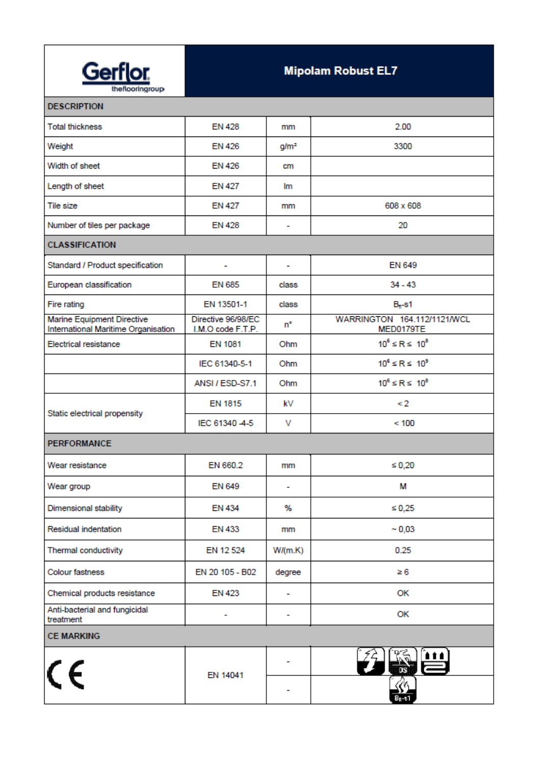| Gerflor theflooringroup | Mipolam Robust EL7 | | |
|---|---|---|---|
| **DESCRIPTION** | | | |
| Total thickness | EN 428 | mm | 2.00 |
| Weight | EN 426 | g/m² | 3300 |
| Width of sheet | EN 426 | cm | |
| Length of sheet | EN 427 | lm | |
| Tile size | EN 427 | mm | 608 x 608 |
| Number of tiles per package | EN 428 | - | 20 |
| **CLASSIFICATION** | | | |
| Standard / Product specification | - | - | EN 649 |
| European classification | EN 685 | class | 34 - 43 |
| Fire rating | EN 13501-1 | class | $B_{fl}$-s1 |
| Marine Equipment Directive International Maritime Organisation | Directive 96/98/EC I.M.O code F.T.P. | n° | WARRINGTON 164.112/1121/WCL MED0179TE |
| Electrical resistance | EN 1081 | Ohm | $10^{5} \leq R \leq 10^{8}$ |
| | IEC 61340-5-1 | Ohm | $10^{6} \leq R \leq 10^{9}$ |
| | ANSI / ESD-S7.1 | Ohm | $10^{6} \leq R \leq 10^{8}$ |
| Static electrical propensity | EN 1815 | kV | < 2 |
| | IEC 61340 -4-5 | V | < 100 |
| **PERFORMANCE** | | | |
| Wear resistance | EN 660.2 | mm | ≤ 0,20 |
| Wear group | EN 649 | - | M |
| Dimensional stability | EN 434 | % | ≤ 0,25 |
| Residual indentation | EN 433 | mm | ~ 0,03 |
| Thermal conductivity | EN 12 524 | W/(m.K) | 0.25 |
| Colour fastness | EN 20 105 - B02 | degree | ≥ 6 |
| Chemical products resistance | EN 423 | - | OK |
| Anti-bacterial and fungicidal treatment | - | - | OK |
| **CE MARKING** | | | |
| CE | EN 14041 | - | DS |
| | | - | $B_{fl}$-s1 |